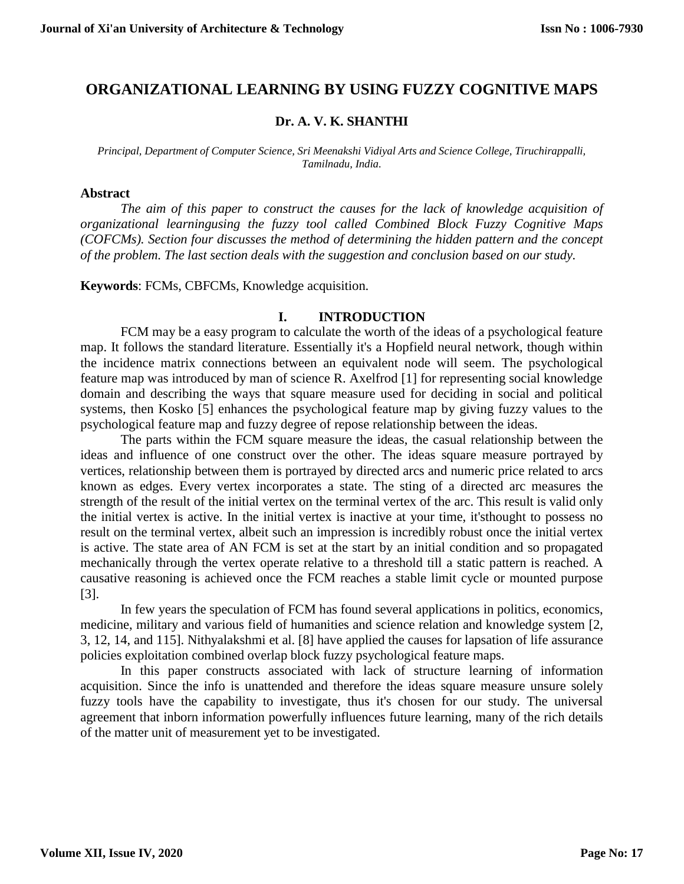# ORGANIZATIONAL LEARNING BY USING FUZZY COGNITIVE MAPS

**Dr. A. V. K. SHANTHI**

*Principal, Department of Computer Science, Sri Meenakshi Vidiyal Arts and Science College, Tiruchirappalli, Tamilnadu, India.*

## Abstract

*The aim of this paper to construct the causes for the lack of knowledge acquisition of organizational learningusing the fuzzy tool called Combined Block Fuzzy Cognitive Maps (COFCMs). Section four discusses the method of determining the hidden pattern and the concept of the problem. The last section deals with the suggestion and conclusion based on our study.*

**Keywords**: FCMs, CBFCMs, Knowledge acquisition.

## I. INTRODUCTION

FCM may be a easy program to calculate the worth of the ideas of a psychological feature map. It follows the standard literature. Essentially it's a Hopfield neural network, though within the incidence matrix connections between an equivalent node will seem. The psychological feature map was introduced by man of science R. Axelfrod [1] for representing social knowledge domain and describing the ways that square measure used for deciding in social and political systems, then Kosko [5] enhances the psychological feature map by giving fuzzy values to the psychological feature map and fuzzy degree of repose relationship between the ideas.

The parts within the FCM square measure the ideas, the casual relationship between the ideas and influence of one construct over the other. The ideas square measure portrayed by vertices, relationship between them is portrayed by directed arcs and numeric price related to arcs known as edges. Every vertex incorporates a state. The sting of a directed arc measures the strength of the result of the initial vertex on the terminal vertex of the arc. This result is valid only the initial vertex is active. In the initial vertex is inactive at your time, it'sthought to possess no result on the terminal vertex, albeit such an impression is incredibly robust once the initial vertex is active. The state area of AN FCM is set at the start by an initial condition and so propagated mechanically through the vertex operate relative to a threshold till a static pattern is reached. A causative reasoning is achieved once the FCM reaches a stable limit cycle or mounted purpose [3].

In few years the speculation of FCM has found several applications in politics, economics, medicine, military and various field of humanities and science relation and knowledge system [2, 3, 12, 14, and 115]. Nithyalakshmi et al. [8] have applied the causes for lapsation of life assurance policies exploitation combined overlap block fuzzy psychological feature maps.

In this paper constructs associated with lack of structure learning of information acquisition. Since the info is unattended and therefore the ideas square measure unsure solely fuzzy tools have the capability to investigate, thus it's chosen for our study. The universal agreement that inborn information powerfully influences future learning, many of the rich details of the matter unit of measurement yet to be investigated.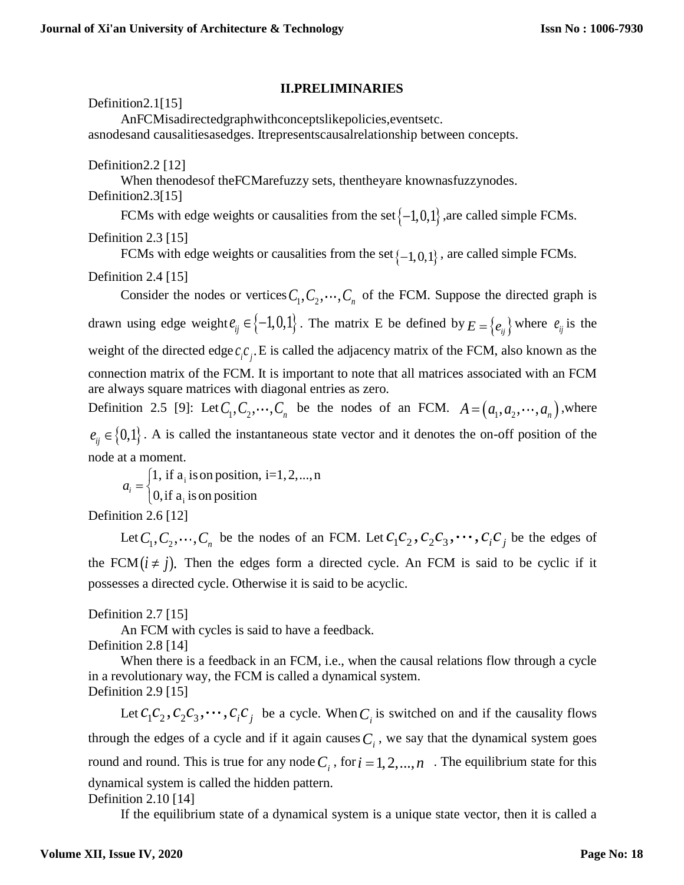## II.PRELIMINARIES

Definition2.1[15]

AnFCMisadirectedgraphwithconceptslikepolicies,eventsetc. asnodesand causalitiesasedges. Itrepresentscausalrelationship between concepts.

Definition2.2 [12]

When thenodesof theFCMarefuzzy sets, thentheyare knownasfuzzynodes.

Definition2.3[15]

FCMs with edge weights or causalities from the set $\{-1,0,1\}$,are called simple FCMs.

Definition 2.3 [15]

FCMs with edge weights or causalities from the set $\{-1,0,1\}$, are called simple FCMs.

Definition 2.4 [15]

Consider the nodes or vertices $C_1, C_2, \cdots, C_n$ of the FCM. Suppose the directed graph is drawn using edge weight $e_{ij} \in \{-1,0,1\}$. The matrix E be defined by $E = \{e_{ij}\}$ where $e_{ij}$ is the weight of the directed edge $c_i c_j$. E is called the adjacency matrix of the FCM, also known as the connection matrix of the FCM. It is important to note that all matrices associated with an FCM are always square matrices with diagonal entries as zero.

Definition 2.5 [9]: Let $C_1, C_2, \cdots, C_n$ be the nodes of an FCM. $A = (a_1, a_2, \cdots, a_n)$,where $e_{ij} \in \{0,1\}$. A is called the instantaneous state vector and it denotes the on-off position of the node at a moment.

$$a_i = \begin{cases} 1, \text{ if } a_i \text{ is on position, i=1, 2,..., n} \\ 0, \text{if } a_i \text{ is on position} \end{cases}$$

Definition 2.6 [12]

Let $C_1, C_2, \cdots, C_n$ be the nodes of an FCM. Let $c_1c_2, c_2c_3, \cdots, c_ic_j$ be the edges of the FCM $(i \neq j)$. Then the edges form a directed cycle. An FCM is said to be cyclic if it possesses a directed cycle. Otherwise it is said to be acyclic.

Definition 2.7 [15]

An FCM with cycles is said to have a feedback.

Definition 2.8 [14]

When there is a feedback in an FCM, i.e., when the causal relations flow through a cycle in a revolutionary way, the FCM is called a dynamical system.

Definition 2.9 [15]

Let $c_1c_2, c_2c_3, \cdots, c_ic_j$ be a cycle. When $C_i$ is switched on and if the causality flows through the edges of a cycle and if it again causes $C_i$, we say that the dynamical system goes round and round. This is true for any node $C_i$, for $i = 1, 2, ..., n$. The equilibrium state for this dynamical system is called the hidden pattern.

Definition 2.10 [14]

If the equilibrium state of a dynamical system is a unique state vector, then it is called a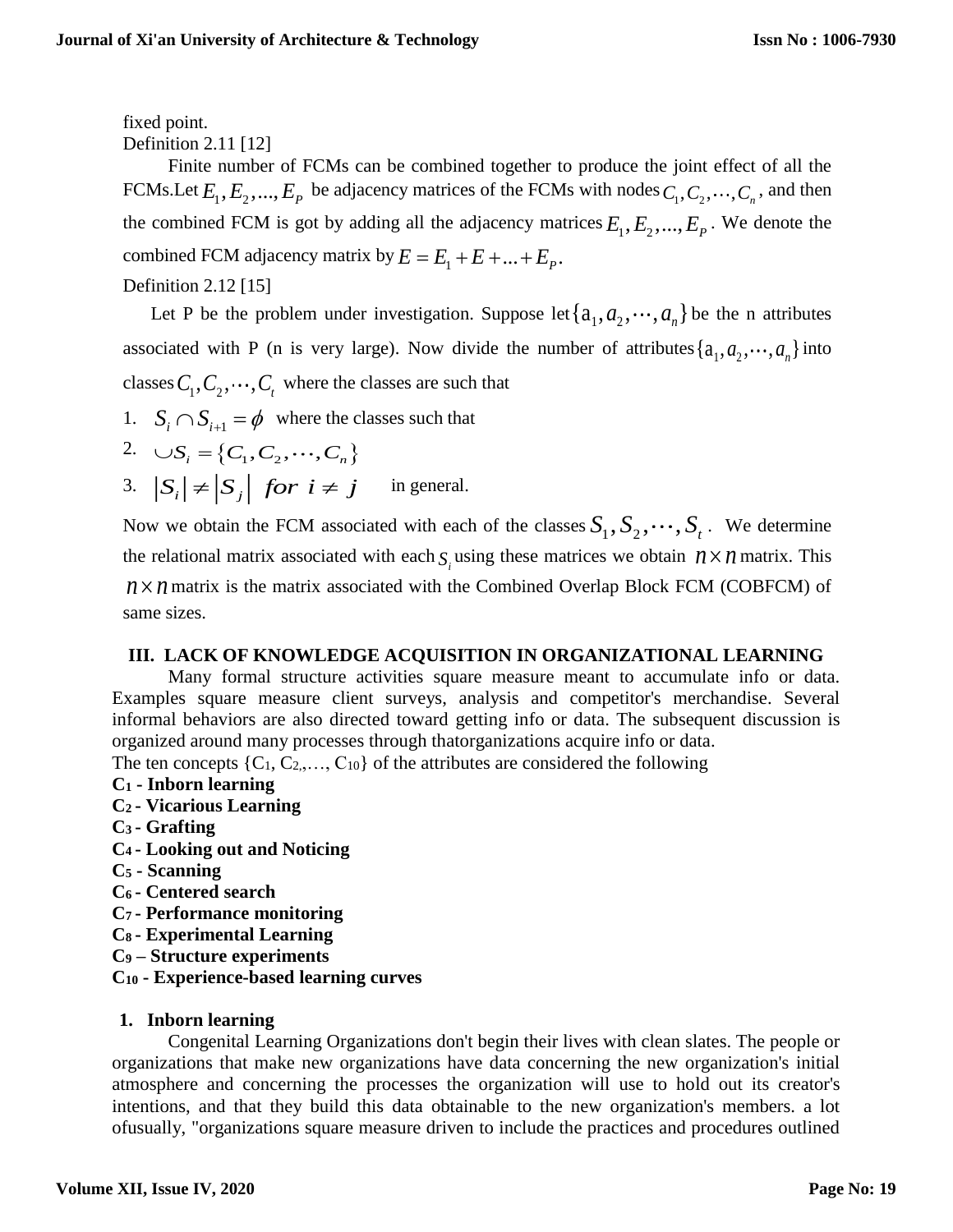fixed point.

Definition 2.11 [12]

Finite number of FCMs can be combined together to produce the joint effect of all the FCMs.Let $E_1, E_2, ..., E_P$ be adjacency matrices of the FCMs with nodes $C_1, C_2, \cdots, C_n$, and then the combined FCM is got by adding all the adjacency matrices $E_1, E_2, ..., E_P$. We denote the combined FCM adjacency matrix by $E = E_1 + E + ... + E_P$.

Definition 2.12 [15]

Let P be the problem under investigation. Suppose let $\{a_1, a_2, \cdots, a_n\}$ be the n attributes associated with P (n is very large). Now divide the number of attributes $\{a_1, a_2, \cdots, a_n\}$ into classes $C_1, C_2, \cdots, C_t$ where the classes are such that

1. $S_i \cap S_{i+1} = \phi$ where the classes such that
2. $\cup S_i = \{C_1, C_2, \cdots, C_n\}$
3. $|S_i| \neq |S_j| \;\; for \;\; i \neq j$ in general.

Now we obtain the FCM associated with each of the classes $S_1, S_2, \cdots, S_t$. We determine the relational matrix associated with each $S_i$ using these matrices we obtain $n \times n$ matrix. This $n \times n$ matrix is the matrix associated with the Combined Overlap Block FCM (COBFCM) of same sizes.

## III. LACK OF KNOWLEDGE ACQUISITION IN ORGANIZATIONAL LEARNING

Many formal structure activities square measure meant to accumulate info or data. Examples square measure client surveys, analysis and competitor's merchandise. Several informal behaviors are also directed toward getting info or data. The subsequent discussion is organized around many processes through thatorganizations acquire info or data.

The ten concepts $\{C_1, C_2, \ldots, C_{10}\}$ of the attributes are considered the following

**$C_1$ - Inborn learning**
**$C_2$ - Vicarious Learning**
**$C_3$ - Grafting**
**$C_4$ - Looking out and Noticing**
**$C_5$ - Scanning**
**$C_6$ - Centered search**
**$C_7$ - Performance monitoring**
**$C_8$ - Experimental Learning**
**$C_9$ – Structure experiments**
**$C_{10}$ - Experience-based learning curves**

### 1. Inborn learning

Congenital Learning Organizations don't begin their lives with clean slates. The people or organizations that make new organizations have data concerning the new organization's initial atmosphere and concerning the processes the organization will use to hold out its creator's intentions, and that they build this data obtainable to the new organization's members. a lot ofusually, "organizations square measure driven to include the practices and procedures outlined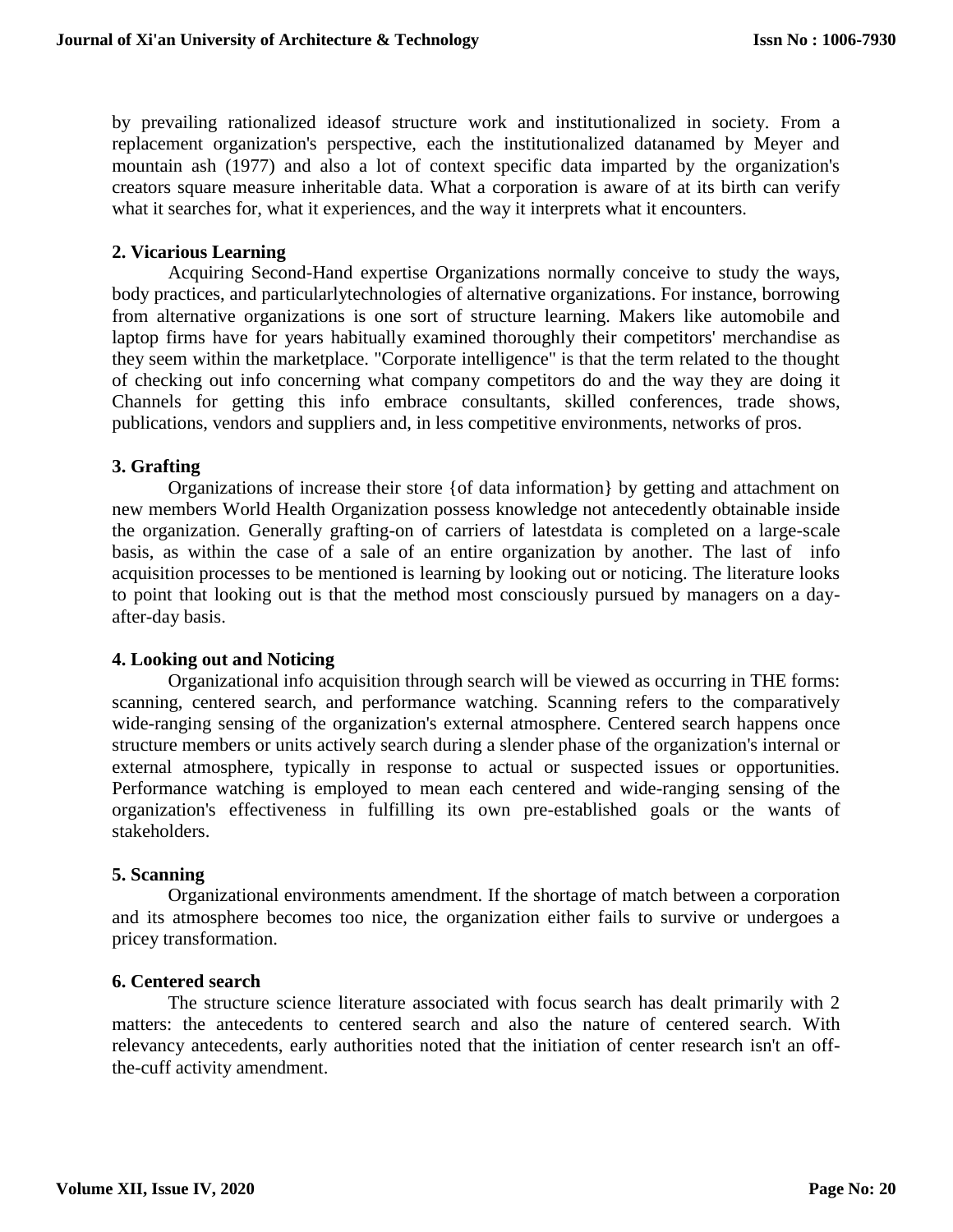by prevailing rationalized ideasof structure work and institutionalized in society. From a replacement organization's perspective, each the institutionalized datanamed by Meyer and mountain ash (1977) and also a lot of context specific data imparted by the organization's creators square measure inheritable data. What a corporation is aware of at its birth can verify what it searches for, what it experiences, and the way it interprets what it encounters.

### 2. Vicarious Learning

Acquiring Second-Hand expertise Organizations normally conceive to study the ways, body practices, and particularlytechnologies of alternative organizations. For instance, borrowing from alternative organizations is one sort of structure learning. Makers like automobile and laptop firms have for years habitually examined thoroughly their competitors' merchandise as they seem within the marketplace. "Corporate intelligence" is that the term related to the thought of checking out info concerning what company competitors do and the way they are doing it Channels for getting this info embrace consultants, skilled conferences, trade shows, publications, vendors and suppliers and, in less competitive environments, networks of pros.

### 3. Grafting

Organizations of increase their store {of data information} by getting and attachment on new members World Health Organization possess knowledge not antecedently obtainable inside the organization. Generally grafting-on of carriers of latestdata is completed on a large-scale basis, as within the case of a sale of an entire organization by another. The last of info acquisition processes to be mentioned is learning by looking out or noticing. The literature looks to point that looking out is that the method most consciously pursued by managers on a day-after-day basis.

### 4. Looking out and Noticing

Organizational info acquisition through search will be viewed as occurring in THE forms: scanning, centered search, and performance watching. Scanning refers to the comparatively wide-ranging sensing of the organization's external atmosphere. Centered search happens once structure members or units actively search during a slender phase of the organization's internal or external atmosphere, typically in response to actual or suspected issues or opportunities. Performance watching is employed to mean each centered and wide-ranging sensing of the organization's effectiveness in fulfilling its own pre-established goals or the wants of stakeholders.

### 5. Scanning

Organizational environments amendment. If the shortage of match between a corporation and its atmosphere becomes too nice, the organization either fails to survive or undergoes a pricey transformation.

### 6. Centered search

The structure science literature associated with focus search has dealt primarily with 2 matters: the antecedents to centered search and also the nature of centered search. With relevancy antecedents, early authorities noted that the initiation of center research isn't an off-the-cuff activity amendment.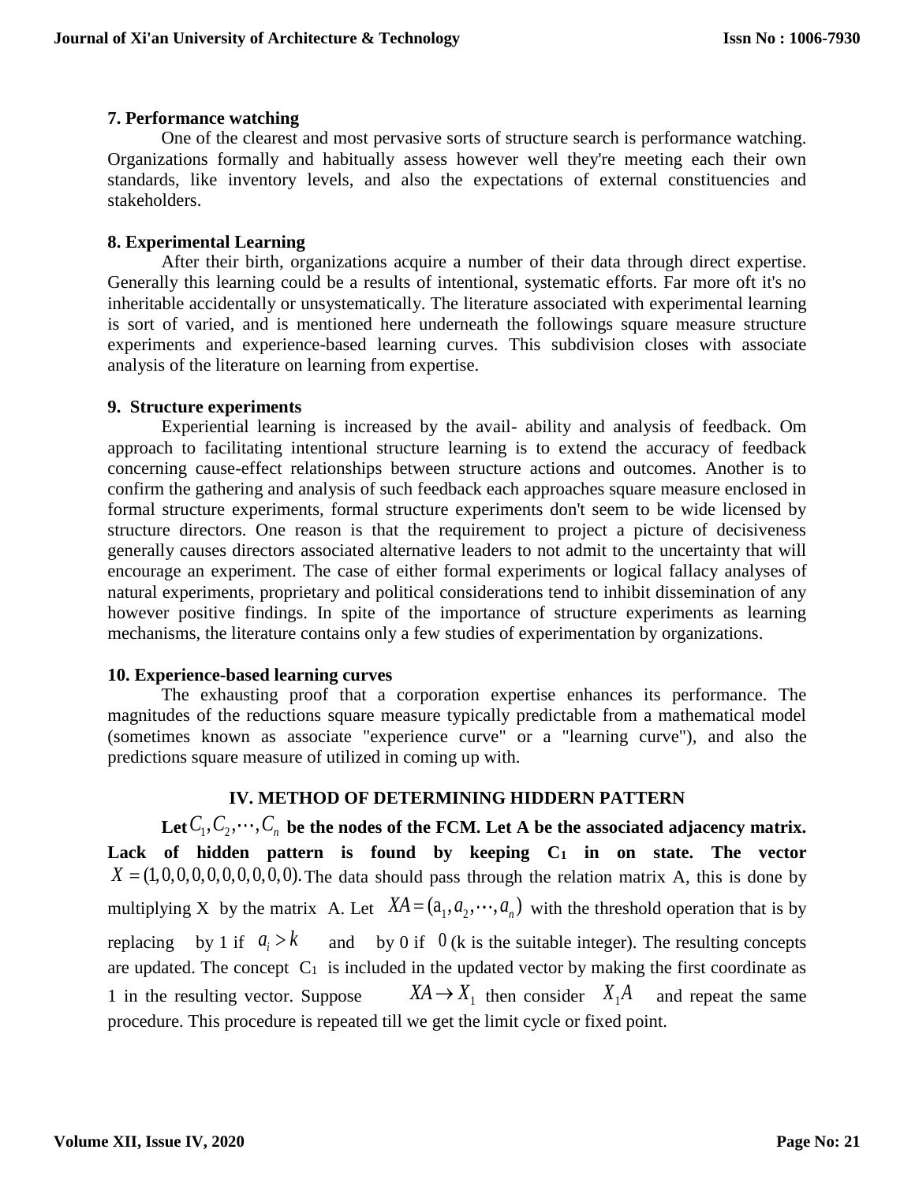**7. Performance watching**

One of the clearest and most pervasive sorts of structure search is performance watching. Organizations formally and habitually assess however well they're meeting each their own standards, like inventory levels, and also the expectations of external constituencies and stakeholders.

**8. Experimental Learning**

After their birth, organizations acquire a number of their data through direct expertise. Generally this learning could be a results of intentional, systematic efforts. Far more oft it's no inheritable accidentally or unsystematically. The literature associated with experimental learning is sort of varied, and is mentioned here underneath the followings square measure structure experiments and experience-based learning curves. This subdivision closes with associate analysis of the literature on learning from expertise.

**9. Structure experiments**

Experiential learning is increased by the avail- ability and analysis of feedback. Om approach to facilitating intentional structure learning is to extend the accuracy of feedback concerning cause-effect relationships between structure actions and outcomes. Another is to confirm the gathering and analysis of such feedback each approaches square measure enclosed in formal structure experiments, formal structure experiments don't seem to be wide licensed by structure directors. One reason is that the requirement to project a picture of decisiveness generally causes directors associated alternative leaders to not admit to the uncertainty that will encourage an experiment. The case of either formal experiments or logical fallacy analyses of natural experiments, proprietary and political considerations tend to inhibit dissemination of any however positive findings. In spite of the importance of structure experiments as learning mechanisms, the literature contains only a few studies of experimentation by organizations.

**10. Experience-based learning curves**

The exhausting proof that a corporation expertise enhances its performance. The magnitudes of the reductions square measure typically predictable from a mathematical model (sometimes known as associate "experience curve" or a "learning curve"), and also the predictions square measure of utilized in coming up with.

## IV. METHOD OF DETERMINING HIDDERN PATTERN

**Let $C_1, C_2, \cdots, C_n$ be the nodes of the FCM. Let A be the associated adjacency matrix. Lack of hidden pattern is found by keeping $C_1$ in on state. The vector** $X = (1,0,0,0,0,0,0,0,0,0)$. The data should pass through the relation matrix A, this is done by multiplying X by the matrix A. Let $XA = (a_1, a_2, \cdots, a_n)$ with the threshold operation that is by replacing by 1 if $a_i > k$ and by 0 if $0$ (k is the suitable integer). The resulting concepts are updated. The concept $C_1$ is included in the updated vector by making the first coordinate as 1 in the resulting vector. Suppose $XA \to X_1$ then consider $X_1 A$ and repeat the same procedure. This procedure is repeated till we get the limit cycle or fixed point.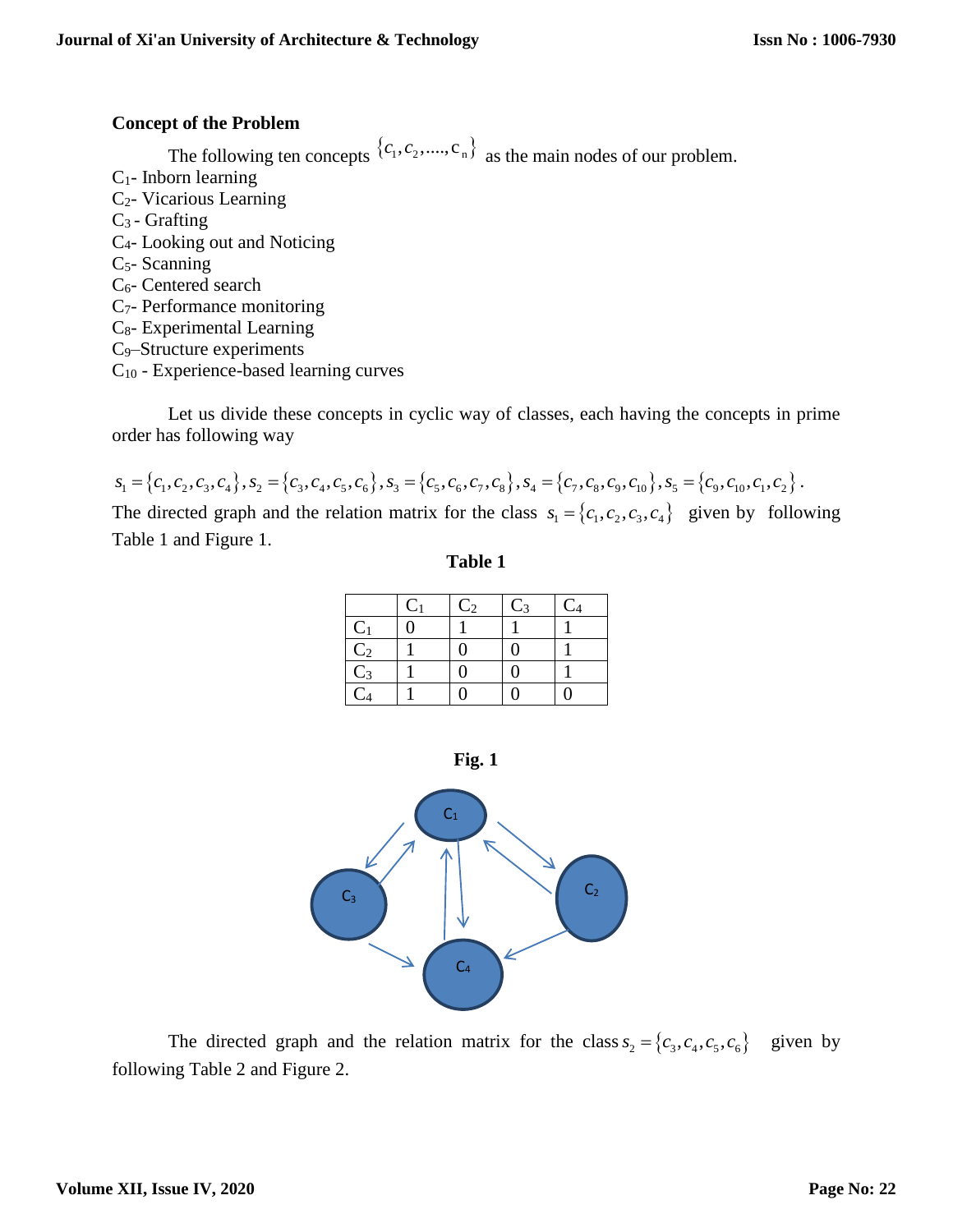**Concept of the Problem**

The following ten concepts $\{c_1, c_2, ...., c_n\}$ as the main nodes of our problem.

$C_1$- Inborn learning
$C_2$- Vicarious Learning
$C_3$ - Grafting
$C_4$- Looking out and Noticing
$C_5$- Scanning
$C_6$- Centered search
$C_7$- Performance monitoring
$C_8$- Experimental Learning
$C_9$–Structure experiments
$C_{10}$ - Experience-based learning curves

Let us divide these concepts in cyclic way of classes, each having the concepts in prime order has following way

$s_1 = \{c_1, c_2, c_3, c_4\}, s_2 = \{c_3, c_4, c_5, c_6\}, s_3 = \{c_5, c_6, c_7, c_8\}, s_4 = \{c_7, c_8, c_9, c_{10}\}, s_5 = \{c_9, c_{10}, c_1, c_2\}$.

The directed graph and the relation matrix for the class $s_1 = \{c_1, c_2, c_3, c_4\}$ given by following Table 1 and Figure 1.

**Table 1**

| | $C_1$ | $C_2$ | $C_3$ | $C_4$ |
|---|---|---|---|---|
| $C_1$ | 0 | 1 | 1 | 1 |
| $C_2$ | 1 | 0 | 0 | 1 |
| $C_3$ | 1 | 0 | 0 | 1 |
| $C_4$ | 1 | 0 | 0 | 0 |

**Fig. 1**

The directed graph and the relation matrix for the class $s_2 = \{c_3, c_4, c_5, c_6\}$ given by following Table 2 and Figure 2.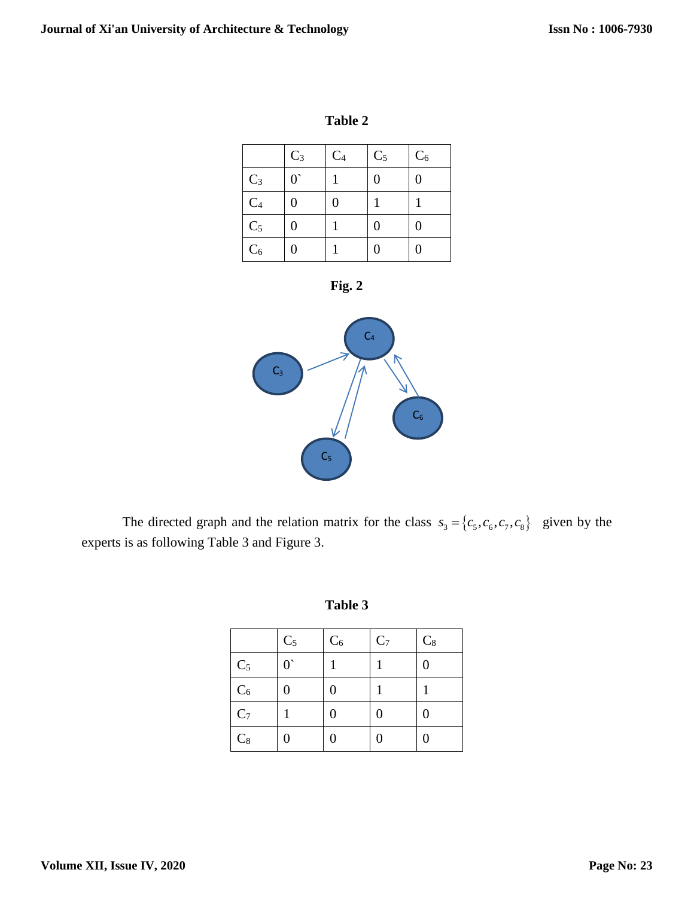**Table 2**

| | $C_3$ | $C_4$ | $C_5$ | $C_6$ |
|---|---|---|---|---|
| $C_3$ | 0` | 1 | 0 | 0 |
| $C_4$ | 0 | 0 | 1 | 1 |
| $C_5$ | 0 | 1 | 0 | 0 |
| $C_6$ | 0 | 1 | 0 | 0 |

**Fig. 2**

The directed graph and the relation matrix for the class $s_3 = \{c_5, c_6, c_7, c_8\}$ given by the experts is as following Table 3 and Figure 3.

**Table 3**

| | $C_5$ | $C_6$ | $C_7$ | $C_8$ |
|---|---|---|---|---|
| $C_5$ | 0` | 1 | 1 | 0 |
| $C_6$ | 0 | 0 | 1 | 1 |
| $C_7$ | 1 | 0 | 0 | 0 |
| $C_8$ | 0 | 0 | 0 | 0 |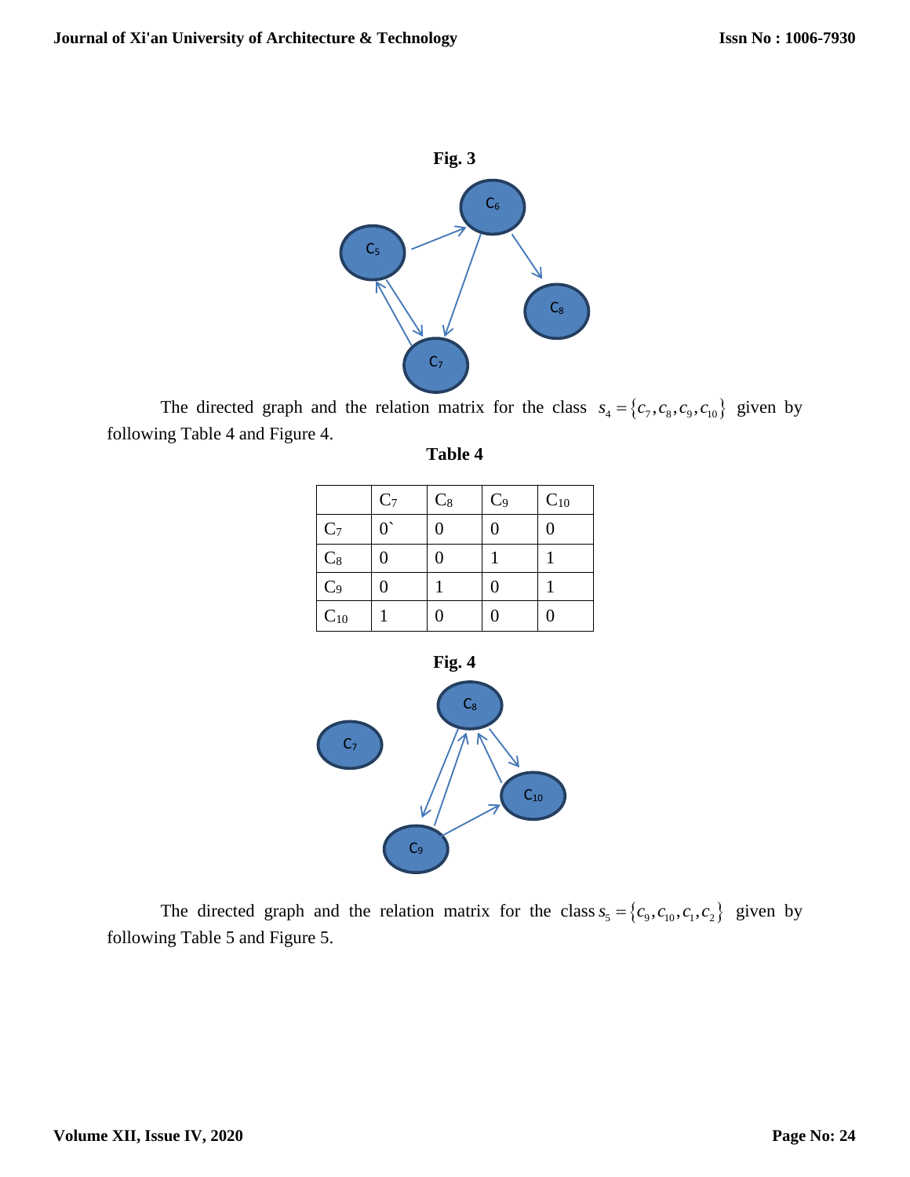**Fig. 3**

The directed graph and the relation matrix for the class $s_4 = \{c_7, c_8, c_9, c_{10}\}$ given by following Table 4 and Figure 4.

**Table 4**

| | $C_7$ | $C_8$ | $C_9$ | $C_{10}$ |
|---|---|---|---|---|
| $C_7$ | 0` | 0 | 0 | 0 |
| $C_8$ | 0 | 0 | 1 | 1 |
| $C_9$ | 0 | 1 | 0 | 1 |
| $C_{10}$ | 1 | 0 | 0 | 0 |

**Fig. 4**

The directed graph and the relation matrix for the class $s_5 = \{c_9, c_{10}, c_1, c_2\}$ given by following Table 5 and Figure 5.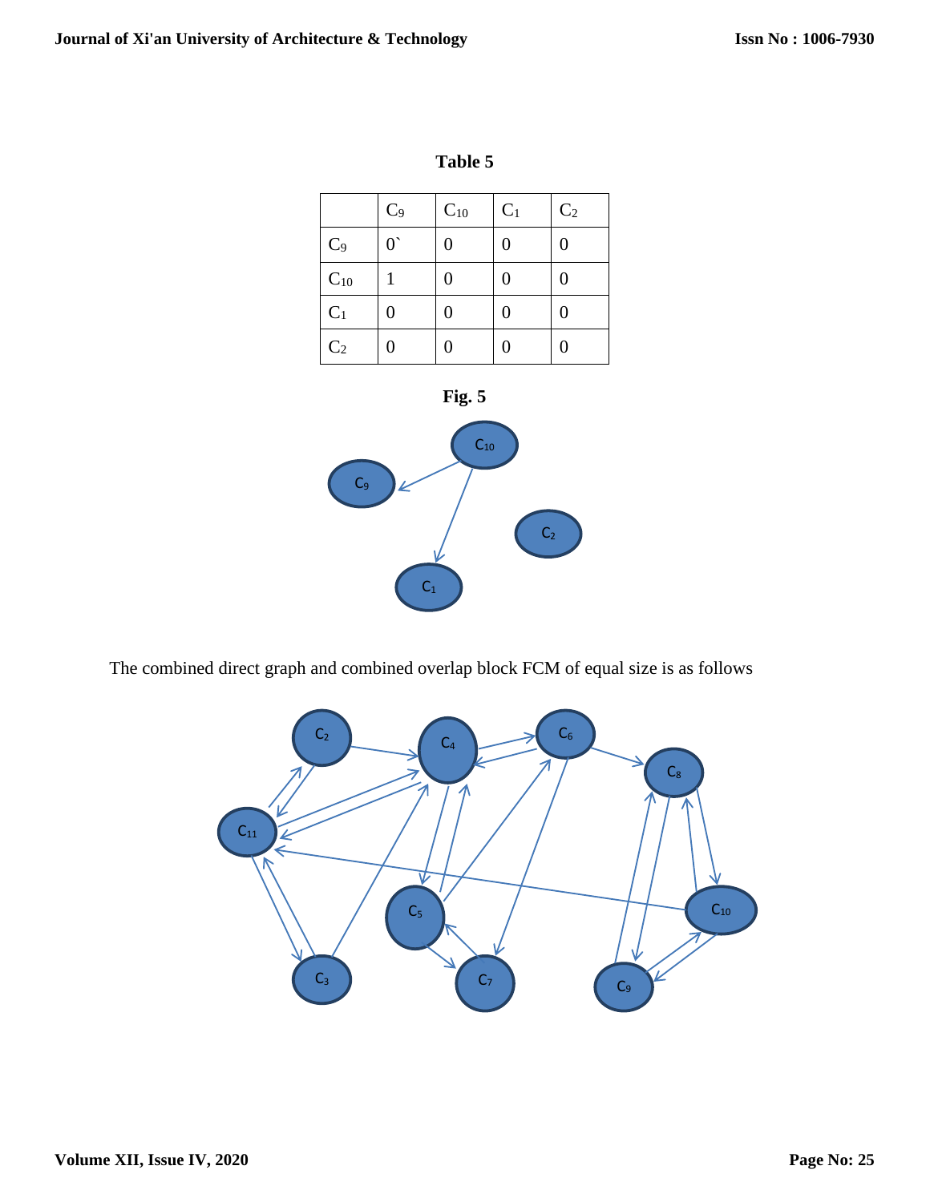**Table 5**

| | $C_9$ | $C_{10}$ | $C_1$ | $C_2$ |
|---|---|---|---|---|
| $C_9$ | 0` | 0 | 0 | 0 |
| $C_{10}$ | 1 | 0 | 0 | 0 |
| $C_1$ | 0 | 0 | 0 | 0 |
| $C_2$ | 0 | 0 | 0 | 0 |

**Fig. 5**

The combined direct graph and combined overlap block FCM of equal size is as follows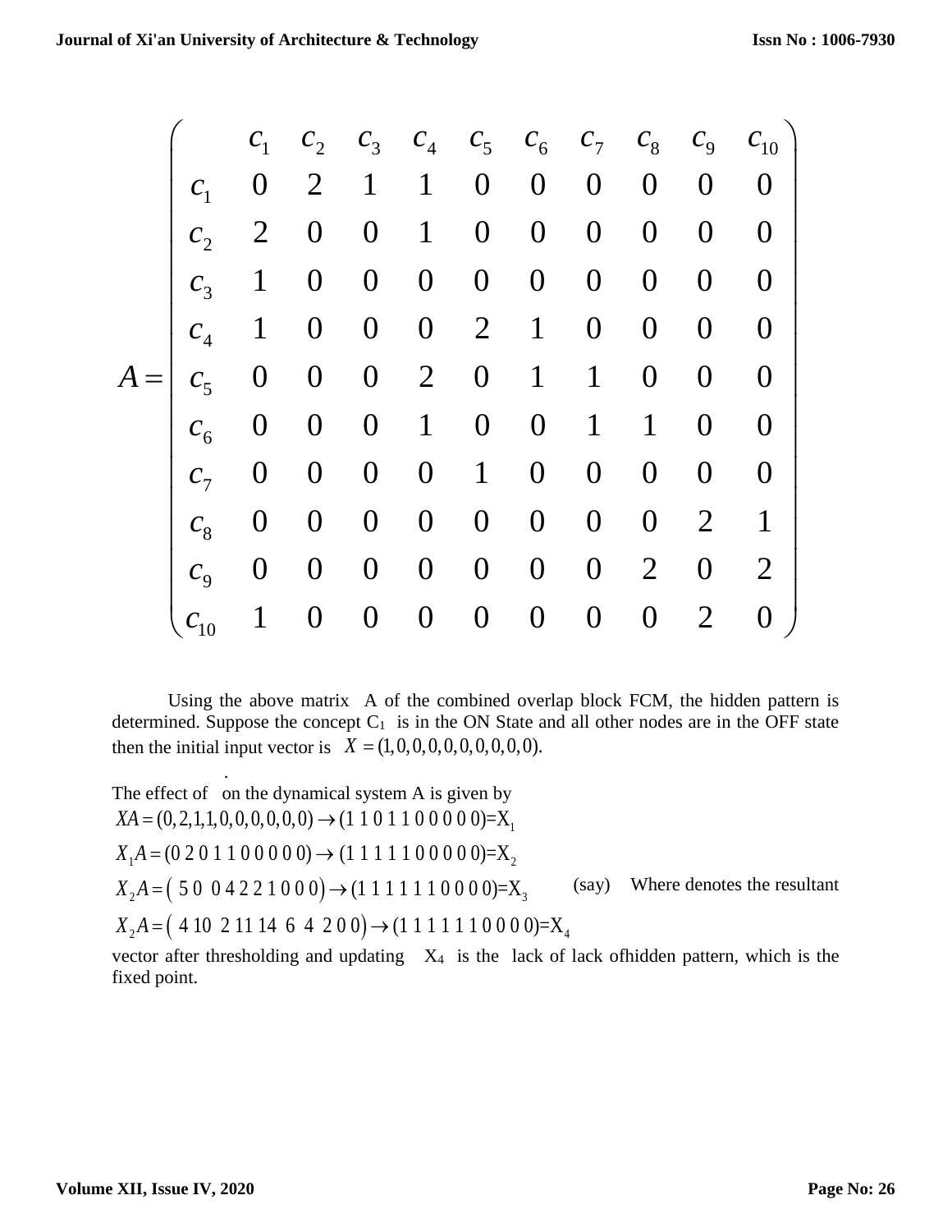$$A = \begin{pmatrix} & c_1 & c_2 & c_3 & c_4 & c_5 & c_6 & c_7 & c_8 & c_9 & c_{10} \\ c_1 & 0 & 2 & 1 & 1 & 0 & 0 & 0 & 0 & 0 & 0 \\ c_2 & 2 & 0 & 0 & 1 & 0 & 0 & 0 & 0 & 0 & 0 \\ c_3 & 1 & 0 & 0 & 0 & 0 & 0 & 0 & 0 & 0 & 0 \\ c_4 & 1 & 0 & 0 & 0 & 2 & 1 & 0 & 0 & 0 & 0 \\ c_5 & 0 & 0 & 0 & 2 & 0 & 1 & 1 & 0 & 0 & 0 \\ c_6 & 0 & 0 & 0 & 1 & 0 & 0 & 1 & 1 & 0 & 0 \\ c_7 & 0 & 0 & 0 & 0 & 1 & 0 & 0 & 0 & 0 & 0 \\ c_8 & 0 & 0 & 0 & 0 & 0 & 0 & 0 & 0 & 2 & 1 \\ c_9 & 0 & 0 & 0 & 0 & 0 & 0 & 0 & 2 & 0 & 2 \\ c_{10} & 1 & 0 & 0 & 0 & 0 & 0 & 0 & 0 & 2 & 0 \end{pmatrix}$$

Using the above matrix A of the combined overlap block FCM, the hidden pattern is determined. Suppose the concept $C_1$ is in the ON State and all other nodes are in the OFF state then the initial input vector is $X = (1,0,0,0,0,0,0,0,0,0)$.

The effect of on the dynamical system A is given by

$XA = (0,2,1,1,0,0,0,0,0,0) \to (1\ 1\ 0\ 1\ 1\ 0\ 0\ 0\ 0\ 0) = X_1$

$X_1A = (0\ 2\ 0\ 1\ 1\ 0\ 0\ 0\ 0\ 0) \to (1\ 1\ 1\ 1\ 1\ 0\ 0\ 0\ 0\ 0) = X_2$

$X_2A = (\ 5\ 0\ \ 0\ 4\ 2\ 2\ 1\ 0\ 0\ 0) \to (1\ 1\ 1\ 1\ 1\ 1\ 0\ 0\ 0\ 0) = X_3$ (say) Where denotes the resultant

$X_2A = (\ 4\ 10\ \ 2\ 11\ 14\ \ 6\ \ 4\ \ 2\ 0\ 0) \to (1\ 1\ 1\ 1\ 1\ 1\ 0\ 0\ 0\ 0) = X_4$

vector after thresholding and updating $X_4$ is the lack of lack ofhidden pattern, which is the fixed point.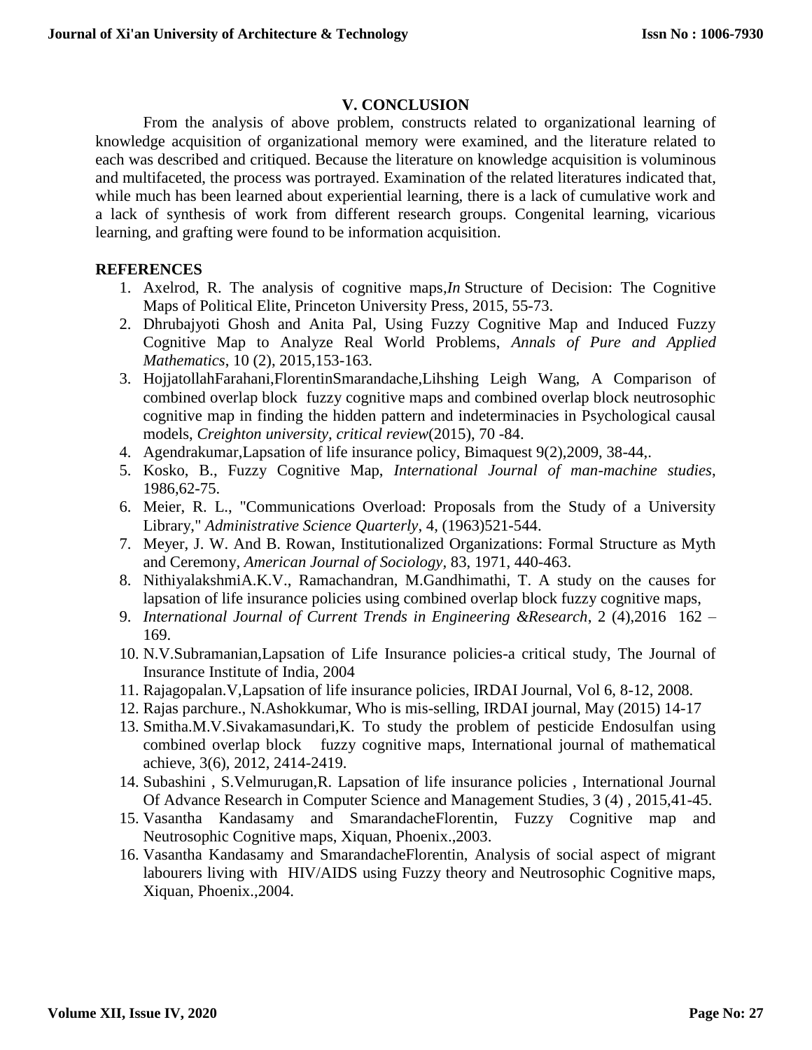## V. CONCLUSION

From the analysis of above problem, constructs related to organizational learning of knowledge acquisition of organizational memory were examined, and the literature related to each was described and critiqued. Because the literature on knowledge acquisition is voluminous and multifaceted, the process was portrayed. Examination of the related literatures indicated that, while much has been learned about experiential learning, there is a lack of cumulative work and a lack of synthesis of work from different research groups. Congenital learning, vicarious learning, and grafting were found to be information acquisition.

## REFERENCES

1. Axelrod, R. The analysis of cognitive maps,*In* Structure of Decision: The Cognitive Maps of Political Elite, Princeton University Press, 2015, 55-73.
2. Dhrubajyoti Ghosh and Anita Pal, Using Fuzzy Cognitive Map and Induced Fuzzy Cognitive Map to Analyze Real World Problems, *Annals of Pure and Applied Mathematics*, 10 (2), 2015,153-163.
3. HojjatollahFarahani,FlorentinSmarandache,Lihshing Leigh Wang, A Comparison of combined overlap block fuzzy cognitive maps and combined overlap block neutrosophic cognitive map in finding the hidden pattern and indeterminacies in Psychological causal models, *Creighton university, critical review*(2015), 70 -84.
4. Agendrakumar,Lapsation of life insurance policy, Bimaquest 9(2),2009, 38-44,.
5. Kosko, B., Fuzzy Cognitive Map, *International Journal of man-machine studies*, 1986,62-75.
6. Meier, R. L., "Communications Overload: Proposals from the Study of a University Library," *Administrative Science Quarterly*, 4, (1963)521-544.
7. Meyer, J. W. And B. Rowan, Institutionalized Organizations: Formal Structure as Myth and Ceremony, *American Journal of Sociology*, 83, 1971, 440-463.
8. NithiyalakshmiA.K.V., Ramachandran, M.Gandhimathi, T. A study on the causes for lapsation of life insurance policies using combined overlap block fuzzy cognitive maps,
9. *International Journal of Current Trends in Engineering &Research*, 2 (4),2016 162 – 169.
10. N.V.Subramanian,Lapsation of Life Insurance policies-a critical study, The Journal of Insurance Institute of India, 2004
11. Rajagopalan.V,Lapsation of life insurance policies, IRDAI Journal, Vol 6, 8-12, 2008.
12. Rajas parchure., N.Ashokkumar, Who is mis-selling, IRDAI journal, May (2015) 14-17
13. Smitha.M.V.Sivakamasundari,K. To study the problem of pesticide Endosulfan using combined overlap block fuzzy cognitive maps, International journal of mathematical achieve, 3(6), 2012, 2414-2419.
14. Subashini , S.Velmurugan,R. Lapsation of life insurance policies , International Journal Of Advance Research in Computer Science and Management Studies, 3 (4) , 2015,41-45.
15. Vasantha Kandasamy and SmarandacheFlorentin, Fuzzy Cognitive map and Neutrosophic Cognitive maps, Xiquan, Phoenix.,2003.
16. Vasantha Kandasamy and SmarandacheFlorentin, Analysis of social aspect of migrant labourers living with HIV/AIDS using Fuzzy theory and Neutrosophic Cognitive maps, Xiquan, Phoenix.,2004.